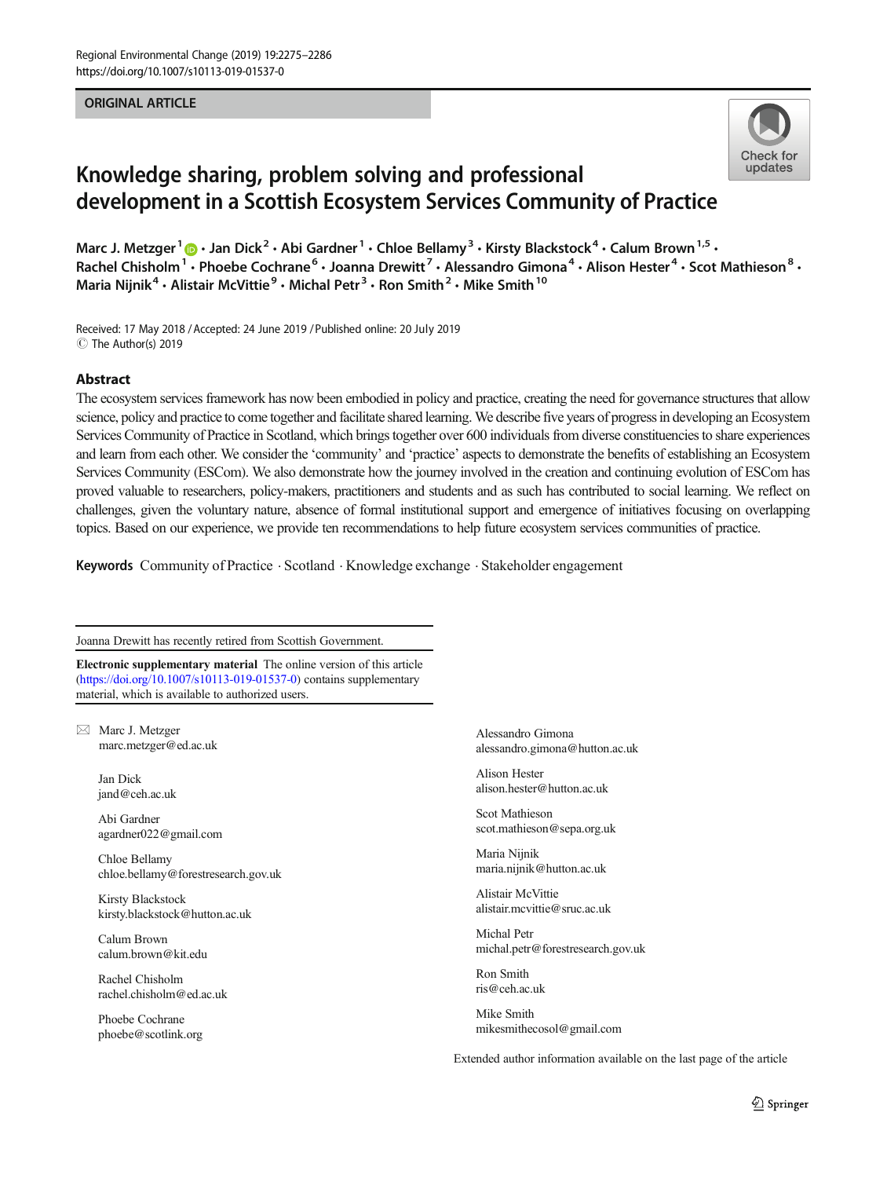ORIGINAL ARTICLE

# Knowledge sharing, problem solving and professional development in a Scottish Ecosystem Services Community of Practice

Marc J. Metzger[1] · Jan Dick[2] · Abi Gardner[1] · Chloe Bellamy[3] · Kirsty Blackstock[4] · Calum Brown[1,5] · Rachel Chisholm[1] · Phoebe Cochrane[6] · Joanna Drewitt[7] · Alessandro Gimona[4] · Alison Hester[4] · Scot Mathieson[8] · Maria Nijnik[4] · Alistair McVittie[9] · Michal Petr[3] · Ron Smith[2] · Mike Smith[10]

Received: 17 May 2018 / Accepted: 24 June 2019 / Published online: 20 July 2019
© The Author(s) 2019

## Abstract

The ecosystem services framework has now been embodied in policy and practice, creating the need for governance structures that allow science, policy and practice to come together and facilitate shared learning. We describe five years of progress in developing an Ecosystem Services Community of Practice in Scotland, which brings together over 600 individuals from diverse constituencies to share experiences and learn from each other. We consider the 'community' and 'practice' aspects to demonstrate the benefits of establishing an Ecosystem Services Community (ESCom). We also demonstrate how the journey involved in the creation and continuing evolution of ESCom has proved valuable to researchers, policy-makers, practitioners and students and as such has contributed to social learning. We reflect on challenges, given the voluntary nature, absence of formal institutional support and emergence of initiatives focusing on overlapping topics. Based on our experience, we provide ten recommendations to help future ecosystem services communities of practice.

**Keywords** Community of Practice · Scotland · Knowledge exchange · Stakeholder engagement

---

Joanna Drewitt has recently retired from Scottish Government.

**Electronic supplementary material** The online version of this article (https://doi.org/10.1007/s10113-019-01537-0) contains supplementary material, which is available to authorized users.

---

✉ Marc J. Metzger
marc.metzger@ed.ac.uk

Jan Dick
jand@ceh.ac.uk

Abi Gardner
agardner022@gmail.com

Chloe Bellamy
chloe.bellamy@forestresearch.gov.uk

Kirsty Blackstock
kirsty.blackstock@hutton.ac.uk

Calum Brown
calum.brown@kit.edu

Rachel Chisholm
rachel.chisholm@ed.ac.uk

Phoebe Cochrane
phoebe@scotlink.org

Alessandro Gimona
alessandro.gimona@hutton.ac.uk

Alison Hester
alison.hester@hutton.ac.uk

Scot Mathieson
scot.mathieson@sepa.org.uk

Maria Nijnik
maria.nijnik@hutton.ac.uk

Alistair McVittie
alistair.mcvittie@sruc.ac.uk

Michal Petr
michal.petr@forestresearch.gov.uk

Ron Smith
ris@ceh.ac.uk

Mike Smith
mikesmithecosol@gmail.com

Extended author information available on the last page of the article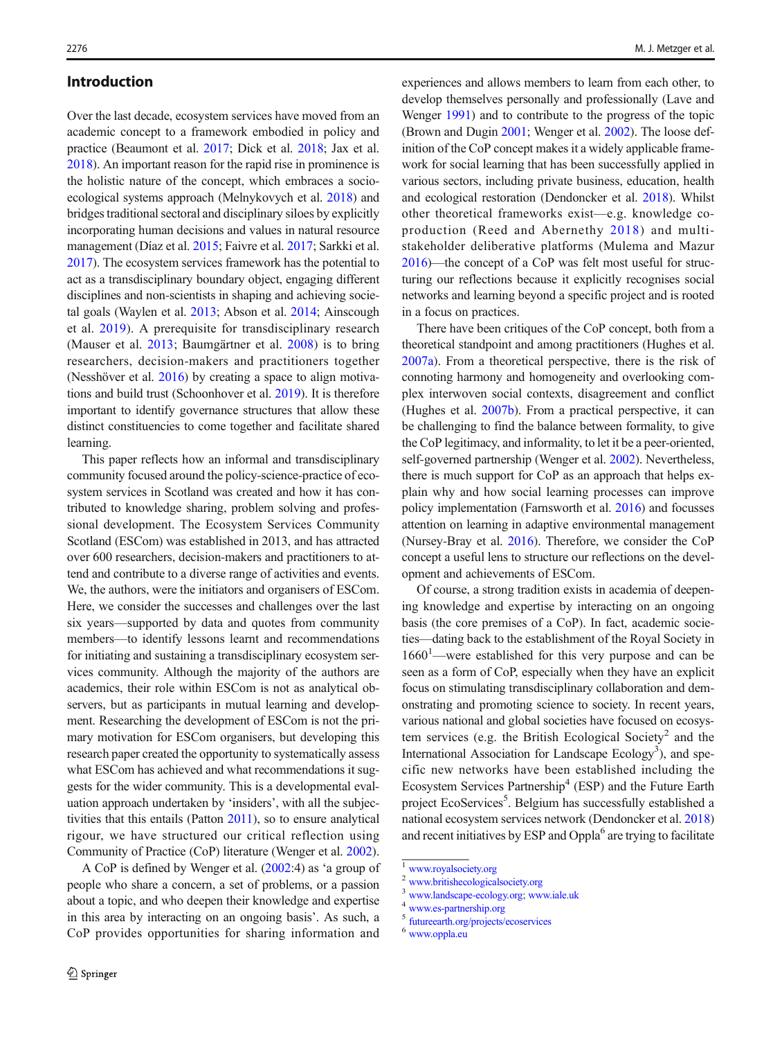## Introduction

Over the last decade, ecosystem services have moved from an academic concept to a framework embodied in policy and practice (Beaumont et al. 2017; Dick et al. 2018; Jax et al. 2018). An important reason for the rapid rise in prominence is the holistic nature of the concept, which embraces a socio-ecological systems approach (Melnykovych et al. 2018) and bridges traditional sectoral and disciplinary siloes by explicitly incorporating human decisions and values in natural resource management (Díaz et al. 2015; Faivre et al. 2017; Sarkki et al. 2017). The ecosystem services framework has the potential to act as a transdisciplinary boundary object, engaging different disciplines and non-scientists in shaping and achieving societal goals (Waylen et al. 2013; Abson et al. 2014; Ainscough et al. 2019). A prerequisite for transdisciplinary research (Mauser et al. 2013; Baumgärtner et al. 2008) is to bring researchers, decision-makers and practitioners together (Nesshöver et al. 2016) by creating a space to align motivations and build trust (Schoonhover et al. 2019). It is therefore important to identify governance structures that allow these distinct constituencies to come together and facilitate shared learning.

This paper reflects how an informal and transdisciplinary community focused around the policy-science-practice of ecosystem services in Scotland was created and how it has contributed to knowledge sharing, problem solving and professional development. The Ecosystem Services Community Scotland (ESCom) was established in 2013, and has attracted over 600 researchers, decision-makers and practitioners to attend and contribute to a diverse range of activities and events. We, the authors, were the initiators and organisers of ESCom. Here, we consider the successes and challenges over the last six years—supported by data and quotes from community members—to identify lessons learnt and recommendations for initiating and sustaining a transdisciplinary ecosystem services community. Although the majority of the authors are academics, their role within ESCom is not as analytical observers, but as participants in mutual learning and development. Researching the development of ESCom is not the primary motivation for ESCom organisers, but developing this research paper created the opportunity to systematically assess what ESCom has achieved and what recommendations it suggests for the wider community. This is a developmental evaluation approach undertaken by 'insiders', with all the subjectivities that this entails (Patton 2011), so to ensure analytical rigour, we have structured our critical reflection using Community of Practice (CoP) literature (Wenger et al. 2002).

A CoP is defined by Wenger et al. (2002:4) as 'a group of people who share a concern, a set of problems, or a passion about a topic, and who deepen their knowledge and expertise in this area by interacting on an ongoing basis'. As such, a CoP provides opportunities for sharing information and experiences and allows members to learn from each other, to develop themselves personally and professionally (Lave and Wenger 1991) and to contribute to the progress of the topic (Brown and Dugin 2001; Wenger et al. 2002). The loose definition of the CoP concept makes it a widely applicable framework for social learning that has been successfully applied in various sectors, including private business, education, health and ecological restoration (Dendoncker et al. 2018). Whilst other theoretical frameworks exist—e.g. knowledge co-production (Reed and Abernethy 2018) and multi-stakeholder deliberative platforms (Mulema and Mazur 2016)—the concept of a CoP was felt most useful for structuring our reflections because it explicitly recognises social networks and learning beyond a specific project and is rooted in a focus on practices.

There have been critiques of the CoP concept, both from a theoretical standpoint and among practitioners (Hughes et al. 2007a). From a theoretical perspective, there is the risk of connoting harmony and homogeneity and overlooking complex interwoven social contexts, disagreement and conflict (Hughes et al. 2007b). From a practical perspective, it can be challenging to find the balance between formality, to give the CoP legitimacy, and informality, to let it be a peer-oriented, self-governed partnership (Wenger et al. 2002). Nevertheless, there is much support for CoP as an approach that helps explain why and how social learning processes can improve policy implementation (Farnsworth et al. 2016) and focusses attention on learning in adaptive environmental management (Nursey-Bray et al. 2016). Therefore, we consider the CoP concept a useful lens to structure our reflections on the development and achievements of ESCom.

Of course, a strong tradition exists in academia of deepening knowledge and expertise by interacting on an ongoing basis (the core premises of a CoP). In fact, academic societies—dating back to the establishment of the Royal Society in 1660[1]—were established for this very purpose and can be seen as a form of CoP, especially when they have an explicit focus on stimulating transdisciplinary collaboration and demonstrating and promoting science to society. In recent years, various national and global societies have focused on ecosystem services (e.g. the British Ecological Society[2] and the International Association for Landscape Ecology[3]), and specific new networks have been established including the Ecosystem Services Partnership[4] (ESP) and the Future Earth project EcoServices[5]. Belgium has successfully established a national ecosystem services network (Dendoncker et al. 2018) and recent initiatives by ESP and Oppla[6] are trying to facilitate

[1] www.royalsociety.org
[2] www.britishecologicalsociety.org
[3] www.landscape-ecology.org; www.iale.uk
[4] www.es-partnership.org
[5] futureearth.org/projects/ecoservices
[6] www.oppla.eu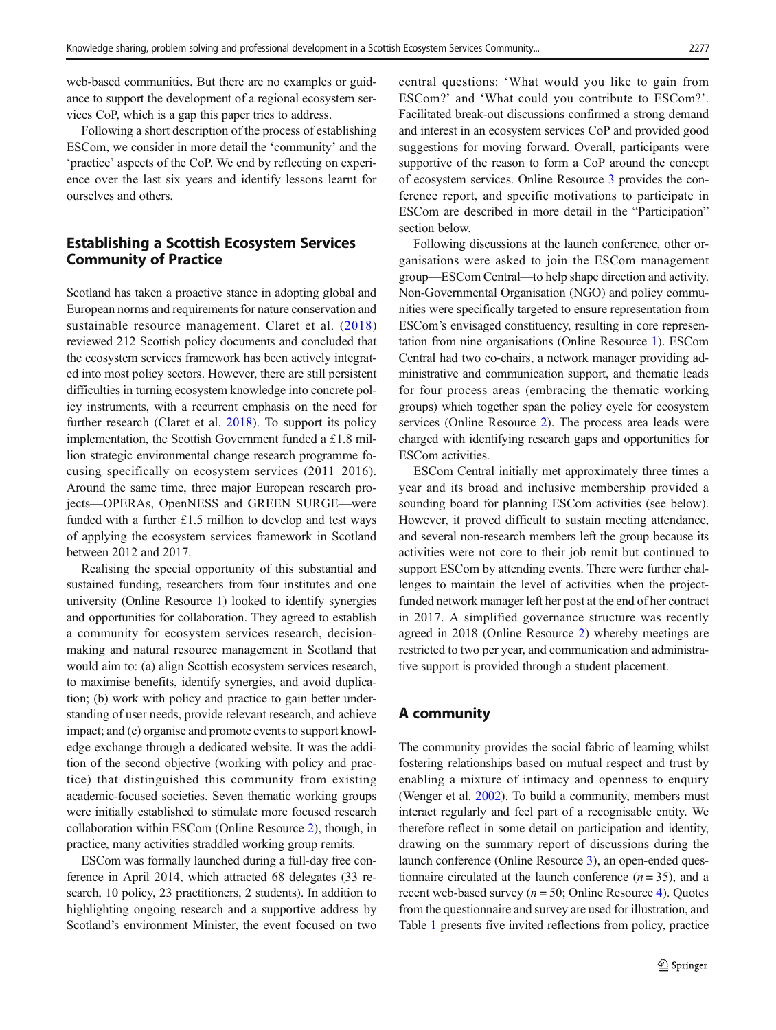web-based communities. But there are no examples or guidance to support the development of a regional ecosystem services CoP, which is a gap this paper tries to address.

Following a short description of the process of establishing ESCom, we consider in more detail the 'community' and the 'practice' aspects of the CoP. We end by reflecting on experience over the last six years and identify lessons learnt for ourselves and others.

## Establishing a Scottish Ecosystem Services Community of Practice

Scotland has taken a proactive stance in adopting global and European norms and requirements for nature conservation and sustainable resource management. Claret et al. (2018) reviewed 212 Scottish policy documents and concluded that the ecosystem services framework has been actively integrated into most policy sectors. However, there are still persistent difficulties in turning ecosystem knowledge into concrete policy instruments, with a recurrent emphasis on the need for further research (Claret et al. 2018). To support its policy implementation, the Scottish Government funded a £1.8 million strategic environmental change research programme focusing specifically on ecosystem services (2011–2016). Around the same time, three major European research projects—OPERAs, OpenNESS and GREEN SURGE—were funded with a further £1.5 million to develop and test ways of applying the ecosystem services framework in Scotland between 2012 and 2017.

Realising the special opportunity of this substantial and sustained funding, researchers from four institutes and one university (Online Resource 1) looked to identify synergies and opportunities for collaboration. They agreed to establish a community for ecosystem services research, decision-making and natural resource management in Scotland that would aim to: (a) align Scottish ecosystem services research, to maximise benefits, identify synergies, and avoid duplication; (b) work with policy and practice to gain better understanding of user needs, provide relevant research, and achieve impact; and (c) organise and promote events to support knowledge exchange through a dedicated website. It was the addition of the second objective (working with policy and practice) that distinguished this community from existing academic-focused societies. Seven thematic working groups were initially established to stimulate more focused research collaboration within ESCom (Online Resource 2), though, in practice, many activities straddled working group remits.

ESCom was formally launched during a full-day free conference in April 2014, which attracted 68 delegates (33 research, 10 policy, 23 practitioners, 2 students). In addition to highlighting ongoing research and a supportive address by Scotland's environment Minister, the event focused on two central questions: 'What would you like to gain from ESCom?' and 'What could you contribute to ESCom?'. Facilitated break-out discussions confirmed a strong demand and interest in an ecosystem services CoP and provided good suggestions for moving forward. Overall, participants were supportive of the reason to form a CoP around the concept of ecosystem services. Online Resource 3 provides the conference report, and specific motivations to participate in ESCom are described in more detail in the "Participation" section below.

Following discussions at the launch conference, other organisations were asked to join the ESCom management group—ESCom Central—to help shape direction and activity. Non-Governmental Organisation (NGO) and policy communities were specifically targeted to ensure representation from ESCom's envisaged constituency, resulting in core representation from nine organisations (Online Resource 1). ESCom Central had two co-chairs, a network manager providing administrative and communication support, and thematic leads for four process areas (embracing the thematic working groups) which together span the policy cycle for ecosystem services (Online Resource 2). The process area leads were charged with identifying research gaps and opportunities for ESCom activities.

ESCom Central initially met approximately three times a year and its broad and inclusive membership provided a sounding board for planning ESCom activities (see below). However, it proved difficult to sustain meeting attendance, and several non-research members left the group because its activities were not core to their job remit but continued to support ESCom by attending events. There were further challenges to maintain the level of activities when the project-funded network manager left her post at the end of her contract in 2017. A simplified governance structure was recently agreed in 2018 (Online Resource 2) whereby meetings are restricted to two per year, and communication and administrative support is provided through a student placement.

## A community

The community provides the social fabric of learning whilst fostering relationships based on mutual respect and trust by enabling a mixture of intimacy and openness to enquiry (Wenger et al. 2002). To build a community, members must interact regularly and feel part of a recognisable entity. We therefore reflect in some detail on participation and identity, drawing on the summary report of discussions during the launch conference (Online Resource 3), an open-ended questionnaire circulated at the launch conference ($n = 35$), and a recent web-based survey ($n = 50$; Online Resource 4). Quotes from the questionnaire and survey are used for illustration, and Table 1 presents five invited reflections from policy, practice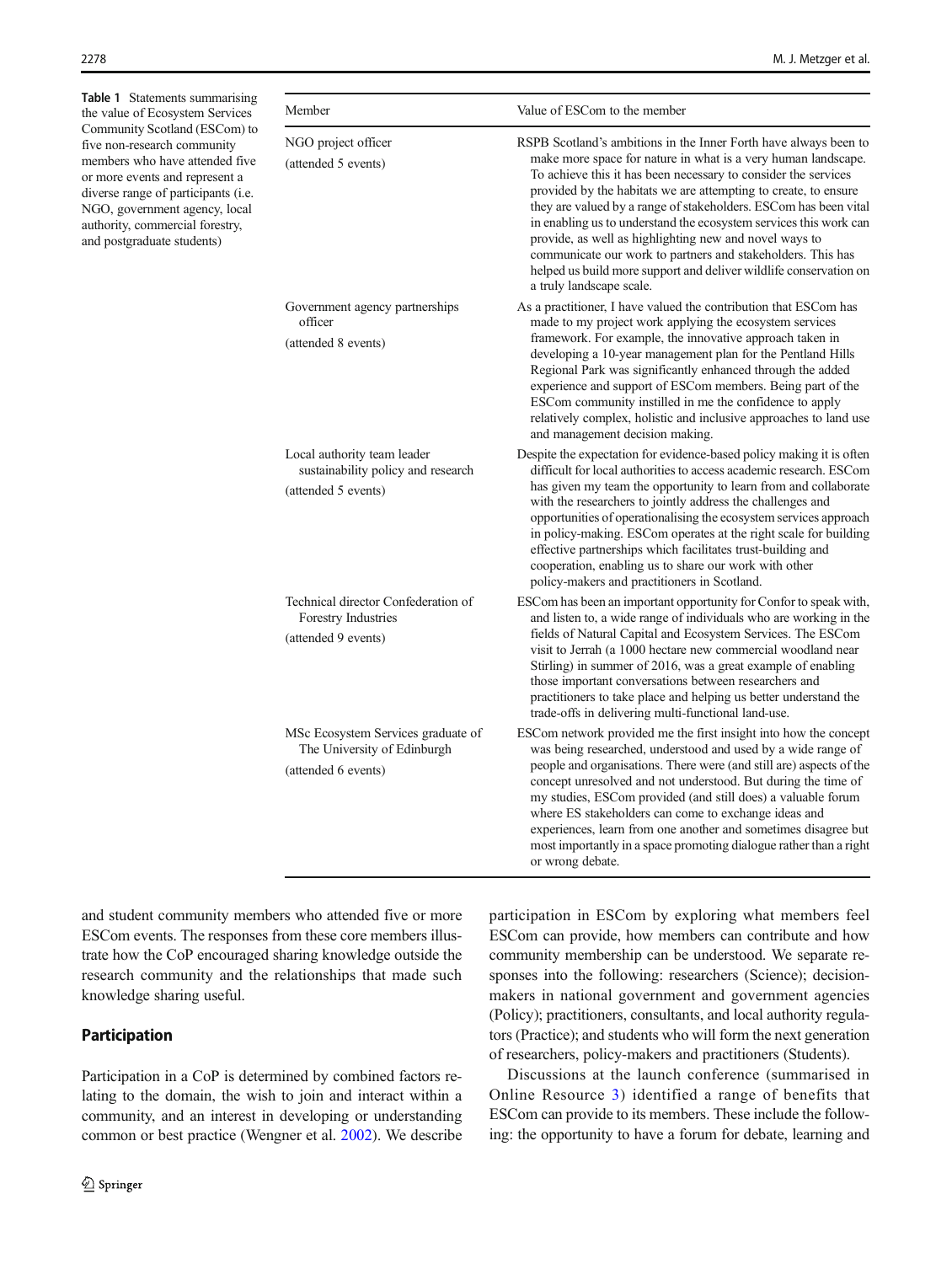**Table 1** Statements summarising the value of Ecosystem Services Community Scotland (ESCom) to five non-research community members who have attended five or more events and represent a diverse range of participants (i.e. NGO, government agency, local authority, commercial forestry, and postgraduate students)

| Member | Value of ESCom to the member |
|---|---|
| NGO project officer (attended 5 events) | RSPB Scotland's ambitions in the Inner Forth have always been to make more space for nature in what is a very human landscape. To achieve this it has been necessary to consider the services provided by the habitats we are attempting to create, to ensure they are valued by a range of stakeholders. ESCom has been vital in enabling us to understand the ecosystem services this work can provide, as well as highlighting new and novel ways to communicate our work to partners and stakeholders. This has helped us build more support and deliver wildlife conservation on a truly landscape scale. |
| Government agency partnerships officer (attended 8 events) | As a practitioner, I have valued the contribution that ESCom has made to my project work applying the ecosystem services framework. For example, the innovative approach taken in developing a 10-year management plan for the Pentland Hills Regional Park was significantly enhanced through the added experience and support of ESCom members. Being part of the ESCom community instilled in me the confidence to apply relatively complex, holistic and inclusive approaches to land use and management decision making. |
| Local authority team leader sustainability policy and research (attended 5 events) | Despite the expectation for evidence-based policy making it is often difficult for local authorities to access academic research. ESCom has given my team the opportunity to learn from and collaborate with the researchers to jointly address the challenges and opportunities of operationalising the ecosystem services approach in policy-making. ESCom operates at the right scale for building effective partnerships which facilitates trust-building and cooperation, enabling us to share our work with other policy-makers and practitioners in Scotland. |
| Technical director Confederation of Forestry Industries (attended 9 events) | ESCom has been an important opportunity for Confor to speak with, and listen to, a wide range of individuals who are working in the fields of Natural Capital and Ecosystem Services. The ESCom visit to Jerrah (a 1000 hectare new commercial woodland near Stirling) in summer of 2016, was a great example of enabling those important conversations between researchers and practitioners to take place and helping us better understand the trade-offs in delivering multi-functional land-use. |
| MSc Ecosystem Services graduate of The University of Edinburgh (attended 6 events) | ESCom network provided me the first insight into how the concept was being researched, understood and used by a wide range of people and organisations. There were (and still are) aspects of the concept unresolved and not understood. But during the time of my studies, ESCom provided (and still does) a valuable forum where ES stakeholders can come to exchange ideas and experiences, learn from one another and sometimes disagree but most importantly in a space promoting dialogue rather than a right or wrong debate. |

and student community members who attended five or more ESCom events. The responses from these core members illustrate how the CoP encouraged sharing knowledge outside the research community and the relationships that made such knowledge sharing useful.

## Participation

Participation in a CoP is determined by combined factors relating to the domain, the wish to join and interact within a community, and an interest in developing or understanding common or best practice (Wengner et al. 2002). We describe participation in ESCom by exploring what members feel ESCom can provide, how members can contribute and how community membership can be understood. We separate responses into the following: researchers (Science); decision-makers in national government and government agencies (Policy); practitioners, consultants, and local authority regulators (Practice); and students who will form the next generation of researchers, policy-makers and practitioners (Students).

Discussions at the launch conference (summarised in Online Resource 3) identified a range of benefits that ESCom can provide to its members. These include the following: the opportunity to have a forum for debate, learning and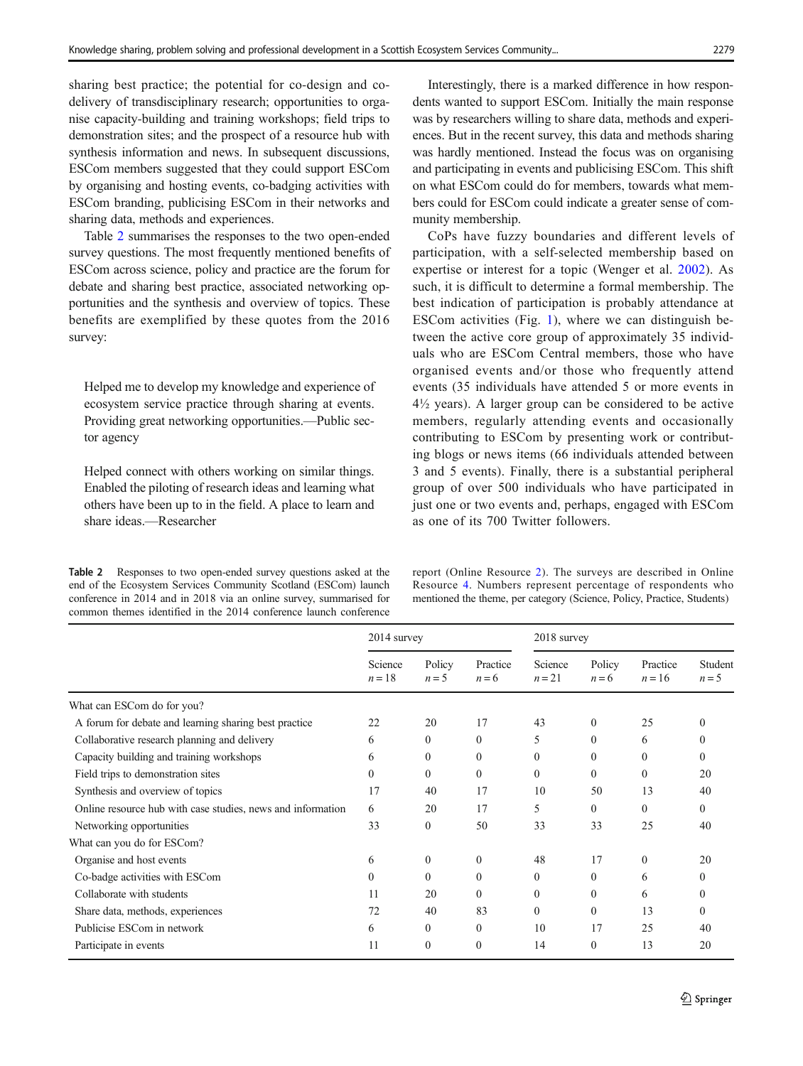sharing best practice; the potential for co-design and co-delivery of transdisciplinary research; opportunities to organise capacity-building and training workshops; field trips to demonstration sites; and the prospect of a resource hub with synthesis information and news. In subsequent discussions, ESCom members suggested that they could support ESCom by organising and hosting events, co-badging activities with ESCom branding, publicising ESCom in their networks and sharing data, methods and experiences.

Table 2 summarises the responses to the two open-ended survey questions. The most frequently mentioned benefits of ESCom across science, policy and practice are the forum for debate and sharing best practice, associated networking opportunities and the synthesis and overview of topics. These benefits are exemplified by these quotes from the 2016 survey:

> Helped me to develop my knowledge and experience of ecosystem service practice through sharing at events. Providing great networking opportunities.—Public sector agency

> Helped connect with others working on similar things. Enabled the piloting of research ideas and learning what others have been up to in the field. A place to learn and share ideas.—Researcher

Interestingly, there is a marked difference in how respondents wanted to support ESCom. Initially the main response was by researchers willing to share data, methods and experiences. But in the recent survey, this data and methods sharing was hardly mentioned. Instead the focus was on organising and participating in events and publicising ESCom. This shift on what ESCom could do for members, towards what members could for ESCom could indicate a greater sense of community membership.

CoPs have fuzzy boundaries and different levels of participation, with a self-selected membership based on expertise or interest for a topic (Wenger et al. 2002). As such, it is difficult to determine a formal membership. The best indication of participation is probably attendance at ESCom activities (Fig. 1), where we can distinguish between the active core group of approximately 35 individuals who are ESCom Central members, those who have organised events and/or those who frequently attend events (35 individuals have attended 5 or more events in 4½ years). A larger group can be considered to be active members, regularly attending events and occasionally contributing to ESCom by presenting work or contributing blogs or news items (66 individuals attended between 3 and 5 events). Finally, there is a substantial peripheral group of over 500 individuals who have participated in just one or two events and, perhaps, engaged with ESCom as one of its 700 Twitter followers.

**Table 2** Responses to two open-ended survey questions asked at the end of the Ecosystem Services Community Scotland (ESCom) launch conference in 2014 and in 2018 via an online survey, summarised for common themes identified in the 2014 conference launch conference report (Online Resource 2). The surveys are described in Online Resource 4. Numbers represent percentage of respondents who mentioned the theme, per category (Science, Policy, Practice, Students)

| | 2014 survey | | | 2018 survey | | | |
|---|---|---|---|---|---|---|---|
| | Science $n = 18$ | Policy $n = 5$ | Practice $n = 6$ | Science $n = 21$ | Policy $n = 6$ | Practice $n = 16$ | Student $n = 5$ |
| What can ESCom do for you? | | | | | | | |
| A forum for debate and learning sharing best practice | 22 | 20 | 17 | 43 | 0 | 25 | 0 |
| Collaborative research planning and delivery | 6 | 0 | 0 | 5 | 0 | 6 | 0 |
| Capacity building and training workshops | 6 | 0 | 0 | 0 | 0 | 0 | 0 |
| Field trips to demonstration sites | 0 | 0 | 0 | 0 | 0 | 0 | 20 |
| Synthesis and overview of topics | 17 | 40 | 17 | 10 | 50 | 13 | 40 |
| Online resource hub with case studies, news and information | 6 | 20 | 17 | 5 | 0 | 0 | 0 |
| Networking opportunities | 33 | 0 | 50 | 33 | 33 | 25 | 40 |
| What can you do for ESCom? | | | | | | | |
| Organise and host events | 6 | 0 | 0 | 48 | 17 | 0 | 20 |
| Co-badge activities with ESCom | 0 | 0 | 0 | 0 | 0 | 6 | 0 |
| Collaborate with students | 11 | 20 | 0 | 0 | 0 | 6 | 0 |
| Share data, methods, experiences | 72 | 40 | 83 | 0 | 0 | 13 | 0 |
| Publicise ESCom in network | 6 | 0 | 0 | 10 | 17 | 25 | 40 |
| Participate in events | 11 | 0 | 0 | 14 | 0 | 13 | 20 |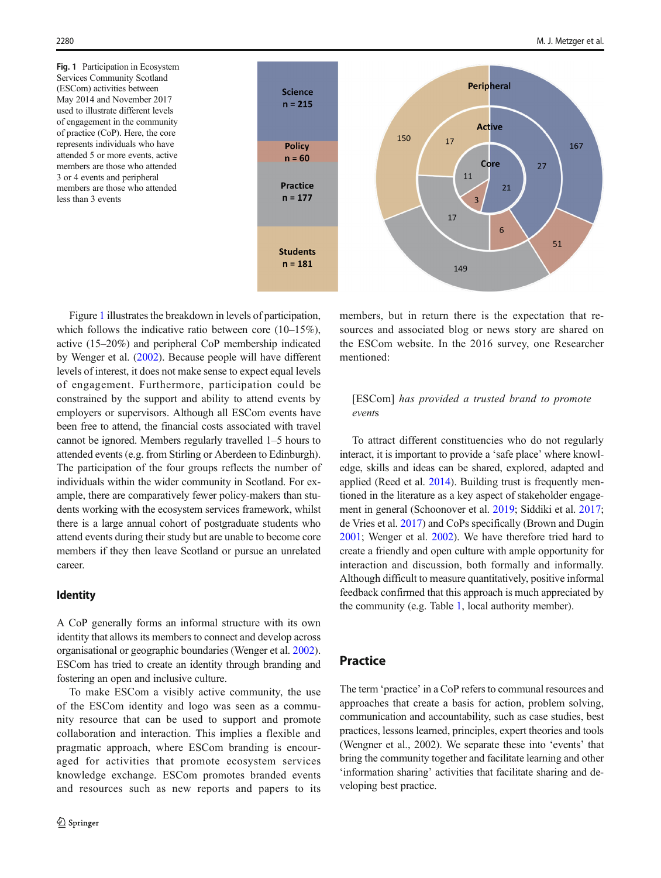**Fig. 1** Participation in Ecosystem Services Community Scotland (ESCom) activities between May 2014 and November 2017 used to illustrate different levels of engagement in the community of practice (CoP). Here, the core represents individuals who have attended 5 or more events, active members are those who attended 3 or 4 events and peripheral members are those who attended less than 3 events

Figure 1 illustrates the breakdown in levels of participation, which follows the indicative ratio between core (10–15%), active (15–20%) and peripheral CoP membership indicated by Wenger et al. (2002). Because people will have different levels of interest, it does not make sense to expect equal levels of engagement. Furthermore, participation could be constrained by the support and ability to attend events by employers or supervisors. Although all ESCom events have been free to attend, the financial costs associated with travel cannot be ignored. Members regularly travelled 1–5 hours to attended events (e.g. from Stirling or Aberdeen to Edinburgh). The participation of the four groups reflects the number of individuals within the wider community in Scotland. For example, there are comparatively fewer policy-makers than students working with the ecosystem services framework, whilst there is a large annual cohort of postgraduate students who attend events during their study but are unable to become core members if they then leave Scotland or pursue an unrelated career.

## Identity

A CoP generally forms an informal structure with its own identity that allows its members to connect and develop across organisational or geographic boundaries (Wenger et al. 2002). ESCom has tried to create an identity through branding and fostering an open and inclusive culture.

To make ESCom a visibly active community, the use of the ESCom identity and logo was seen as a community resource that can be used to support and promote collaboration and interaction. This implies a flexible and pragmatic approach, where ESCom branding is encouraged for activities that promote ecosystem services knowledge exchange. ESCom promotes branded events and resources such as new reports and papers to its members, but in return there is the expectation that resources and associated blog or news story are shared on the ESCom website. In the 2016 survey, one Researcher mentioned:

> [ESCom] *has provided a trusted brand to promote events*

To attract different constituencies who do not regularly interact, it is important to provide a 'safe place' where knowledge, skills and ideas can be shared, explored, adapted and applied (Reed et al. 2014). Building trust is frequently mentioned in the literature as a key aspect of stakeholder engagement in general (Schoonover et al. 2019; Siddiki et al. 2017; de Vries et al. 2017) and CoPs specifically (Brown and Dugin 2001; Wenger et al. 2002). We have therefore tried hard to create a friendly and open culture with ample opportunity for interaction and discussion, both formally and informally. Although difficult to measure quantitatively, positive informal feedback confirmed that this approach is much appreciated by the community (e.g. Table 1, local authority member).

## Practice

The term 'practice' in a CoP refers to communal resources and approaches that create a basis for action, problem solving, communication and accountability, such as case studies, best practices, lessons learned, principles, expert theories and tools (Wengner et al., 2002). We separate these into 'events' that bring the community together and facilitate learning and other 'information sharing' activities that facilitate sharing and developing best practice.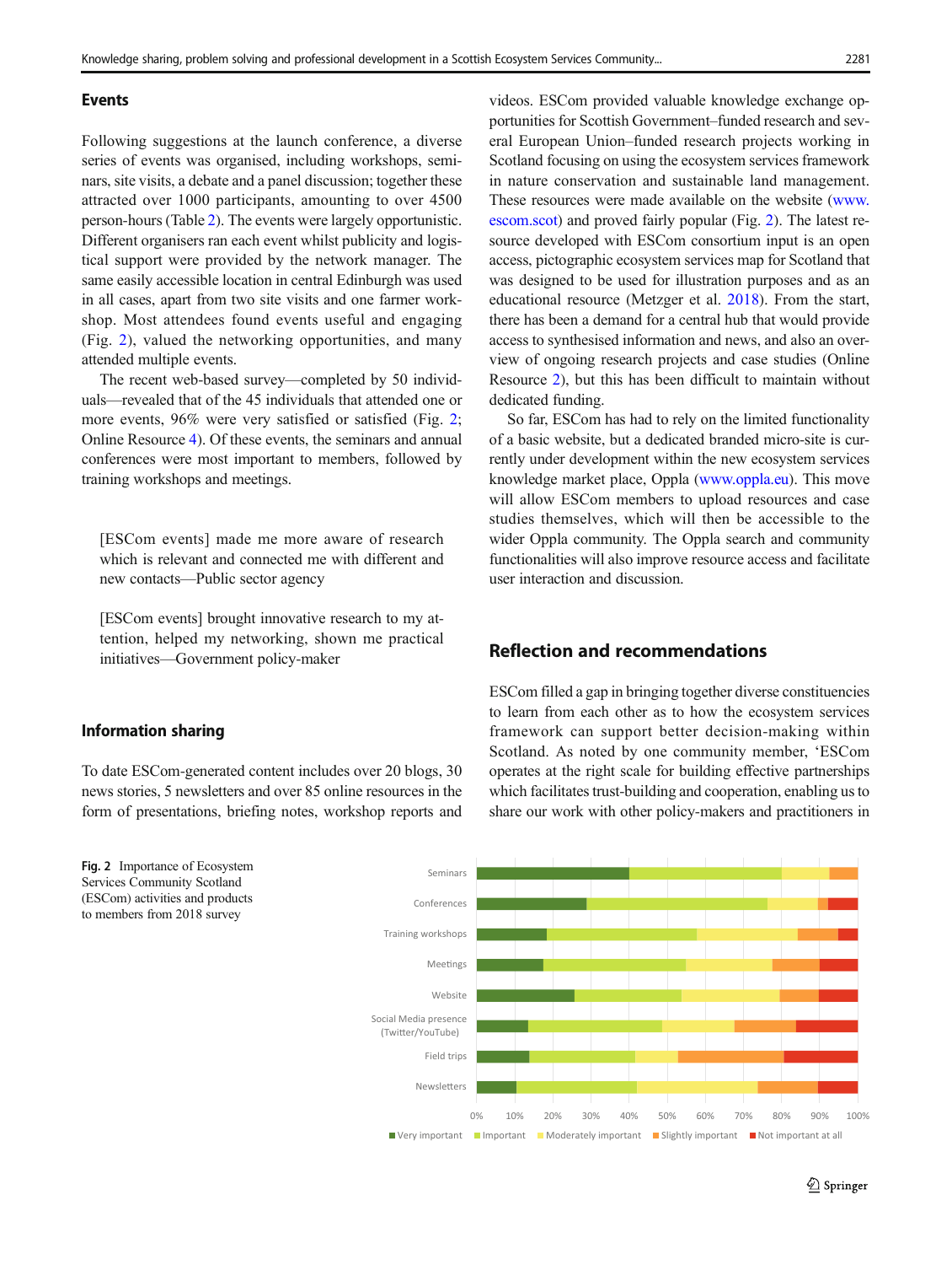## Events

Following suggestions at the launch conference, a diverse series of events was organised, including workshops, seminars, site visits, a debate and a panel discussion; together these attracted over 1000 participants, amounting to over 4500 person-hours (Table 2). The events were largely opportunistic. Different organisers ran each event whilst publicity and logistical support were provided by the network manager. The same easily accessible location in central Edinburgh was used in all cases, apart from two site visits and one farmer workshop. Most attendees found events useful and engaging (Fig. 2), valued the networking opportunities, and many attended multiple events.

The recent web-based survey—completed by 50 individuals—revealed that of the 45 individuals that attended one or more events, 96% were very satisfied or satisfied (Fig. 2; Online Resource 4). Of these events, the seminars and annual conferences were most important to members, followed by training workshops and meetings.

> [ESCom events] made me more aware of research which is relevant and connected me with different and new contacts—Public sector agency

> [ESCom events] brought innovative research to my attention, helped my networking, shown me practical initiatives—Government policy-maker

## Information sharing

To date ESCom-generated content includes over 20 blogs, 30 news stories, 5 newsletters and over 85 online resources in the form of presentations, briefing notes, workshop reports and videos. ESCom provided valuable knowledge exchange opportunities for Scottish Government–funded research and several European Union–funded research projects working in Scotland focusing on using the ecosystem services framework in nature conservation and sustainable land management. These resources were made available on the website (www.escom.scot) and proved fairly popular (Fig. 2). The latest resource developed with ESCom consortium input is an open access, pictographic ecosystem services map for Scotland that was designed to be used for illustration purposes and as an educational resource (Metzger et al. 2018). From the start, there has been a demand for a central hub that would provide access to synthesised information and news, and also an overview of ongoing research projects and case studies (Online Resource 2), but this has been difficult to maintain without dedicated funding.

So far, ESCom has had to rely on the limited functionality of a basic website, but a dedicated branded micro-site is currently under development within the new ecosystem services knowledge market place, Oppla (www.oppla.eu). This move will allow ESCom members to upload resources and case studies themselves, which will then be accessible to the wider Oppla community. The Oppla search and community functionalities will also improve resource access and facilitate user interaction and discussion.

## Reflection and recommendations

ESCom filled a gap in bringing together diverse constituencies to learn from each other as to how the ecosystem services framework can support better decision-making within Scotland. As noted by one community member, 'ESCom operates at the right scale for building effective partnerships which facilitates trust-building and cooperation, enabling us to share our work with other policy-makers and practitioners in

**Fig. 2** Importance of Ecosystem Services Community Scotland (ESCom) activities and products to members from 2018 survey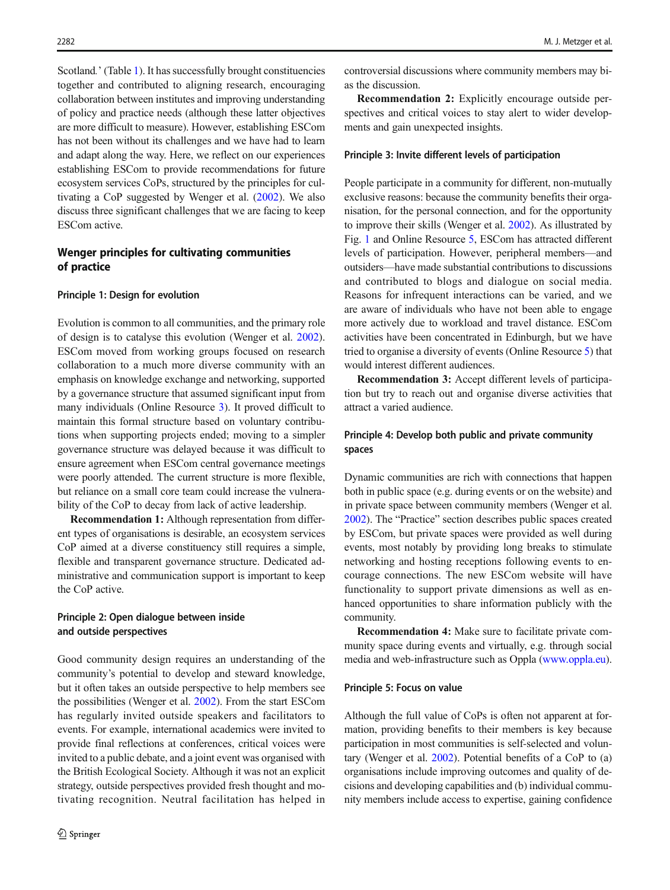Scotland.' (Table 1). It has successfully brought constituencies together and contributed to aligning research, encouraging collaboration between institutes and improving understanding of policy and practice needs (although these latter objectives are more difficult to measure). However, establishing ESCom has not been without its challenges and we have had to learn and adapt along the way. Here, we reflect on our experiences establishing ESCom to provide recommendations for future ecosystem services CoPs, structured by the principles for cultivating a CoP suggested by Wenger et al. (2002). We also discuss three significant challenges that we are facing to keep ESCom active.

## Wenger principles for cultivating communities of practice

### Principle 1: Design for evolution

Evolution is common to all communities, and the primary role of design is to catalyse this evolution (Wenger et al. 2002). ESCom moved from working groups focused on research collaboration to a much more diverse community with an emphasis on knowledge exchange and networking, supported by a governance structure that assumed significant input from many individuals (Online Resource 3). It proved difficult to maintain this formal structure based on voluntary contributions when supporting projects ended; moving to a simpler governance structure was delayed because it was difficult to ensure agreement when ESCom central governance meetings were poorly attended. The current structure is more flexible, but reliance on a small core team could increase the vulnerability of the CoP to decay from lack of active leadership.

**Recommendation 1:** Although representation from different types of organisations is desirable, an ecosystem services CoP aimed at a diverse constituency still requires a simple, flexible and transparent governance structure. Dedicated administrative and communication support is important to keep the CoP active.

### Principle 2: Open dialogue between inside and outside perspectives

Good community design requires an understanding of the community's potential to develop and steward knowledge, but it often takes an outside perspective to help members see the possibilities (Wenger et al. 2002). From the start ESCom has regularly invited outside speakers and facilitators to events. For example, international academics were invited to provide final reflections at conferences, critical voices were invited to a public debate, and a joint event was organised with the British Ecological Society. Although it was not an explicit strategy, outside perspectives provided fresh thought and motivating recognition. Neutral facilitation has helped in controversial discussions where community members may bias the discussion.

**Recommendation 2:** Explicitly encourage outside perspectives and critical voices to stay alert to wider developments and gain unexpected insights.

### Principle 3: Invite different levels of participation

People participate in a community for different, non-mutually exclusive reasons: because the community benefits their organisation, for the personal connection, and for the opportunity to improve their skills (Wenger et al. 2002). As illustrated by Fig. 1 and Online Resource 5, ESCom has attracted different levels of participation. However, peripheral members—and outsiders—have made substantial contributions to discussions and contributed to blogs and dialogue on social media. Reasons for infrequent interactions can be varied, and we are aware of individuals who have not been able to engage more actively due to workload and travel distance. ESCom activities have been concentrated in Edinburgh, but we have tried to organise a diversity of events (Online Resource 5) that would interest different audiences.

**Recommendation 3:** Accept different levels of participation but try to reach out and organise diverse activities that attract a varied audience.

### Principle 4: Develop both public and private community spaces

Dynamic communities are rich with connections that happen both in public space (e.g. during events or on the website) and in private space between community members (Wenger et al. 2002). The "Practice" section describes public spaces created by ESCom, but private spaces were provided as well during events, most notably by providing long breaks to stimulate networking and hosting receptions following events to encourage connections. The new ESCom website will have functionality to support private dimensions as well as enhanced opportunities to share information publicly with the community.

**Recommendation 4:** Make sure to facilitate private community space during events and virtually, e.g. through social media and web-infrastructure such as Oppla (www.oppla.eu).

### Principle 5: Focus on value

Although the full value of CoPs is often not apparent at formation, providing benefits to their members is key because participation in most communities is self-selected and voluntary (Wenger et al. 2002). Potential benefits of a CoP to (a) organisations include improving outcomes and quality of decisions and developing capabilities and (b) individual community members include access to expertise, gaining confidence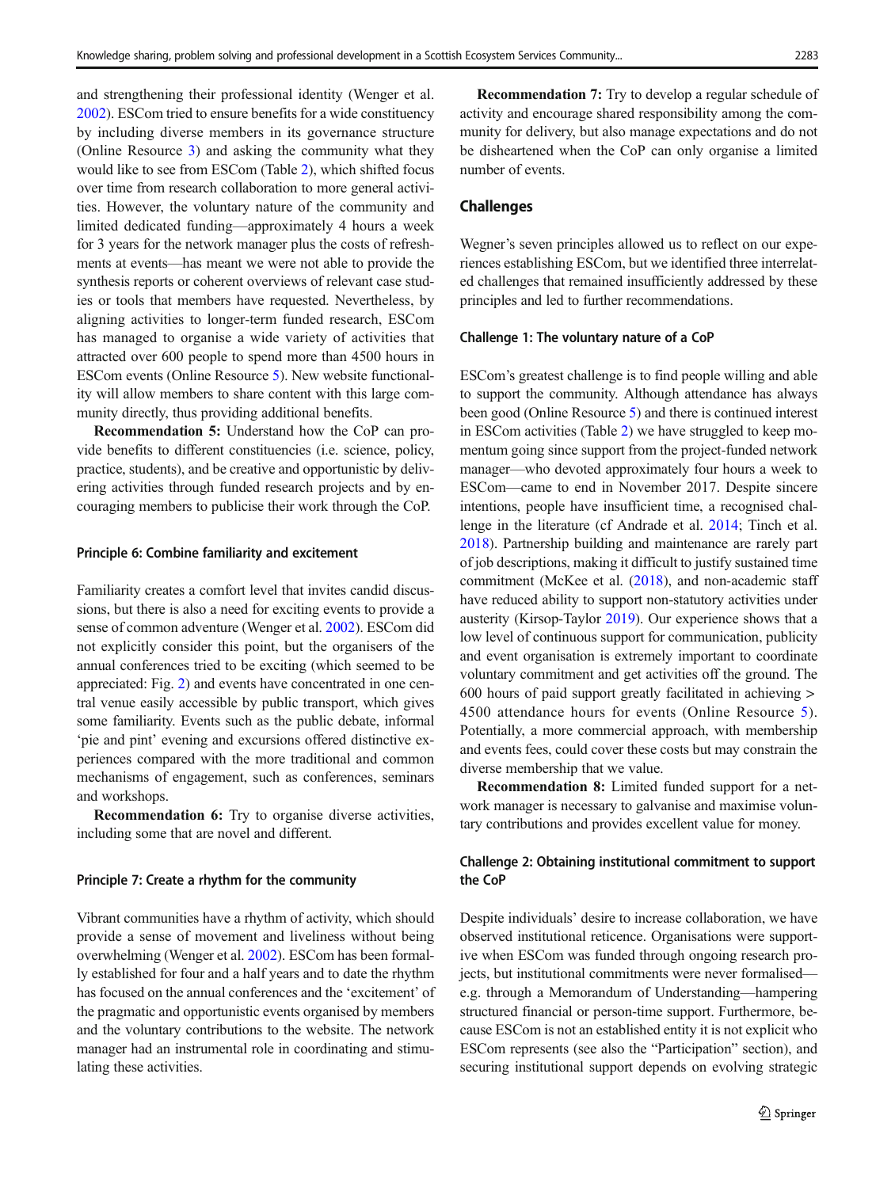and strengthening their professional identity (Wenger et al. 2002). ESCom tried to ensure benefits for a wide constituency by including diverse members in its governance structure (Online Resource 3) and asking the community what they would like to see from ESCom (Table 2), which shifted focus over time from research collaboration to more general activities. However, the voluntary nature of the community and limited dedicated funding—approximately 4 hours a week for 3 years for the network manager plus the costs of refreshments at events—has meant we were not able to provide the synthesis reports or coherent overviews of relevant case studies or tools that members have requested. Nevertheless, by aligning activities to longer-term funded research, ESCom has managed to organise a wide variety of activities that attracted over 600 people to spend more than 4500 hours in ESCom events (Online Resource 5). New website functionality will allow members to share content with this large community directly, thus providing additional benefits.

**Recommendation 5:** Understand how the CoP can provide benefits to different constituencies (i.e. science, policy, practice, students), and be creative and opportunistic by delivering activities through funded research projects and by encouraging members to publicise their work through the CoP.

#### Principle 6: Combine familiarity and excitement

Familiarity creates a comfort level that invites candid discussions, but there is also a need for exciting events to provide a sense of common adventure (Wenger et al. 2002). ESCom did not explicitly consider this point, but the organisers of the annual conferences tried to be exciting (which seemed to be appreciated: Fig. 2) and events have concentrated in one central venue easily accessible by public transport, which gives some familiarity. Events such as the public debate, informal 'pie and pint' evening and excursions offered distinctive experiences compared with the more traditional and common mechanisms of engagement, such as conferences, seminars and workshops.

**Recommendation 6:** Try to organise diverse activities, including some that are novel and different.

#### Principle 7: Create a rhythm for the community

Vibrant communities have a rhythm of activity, which should provide a sense of movement and liveliness without being overwhelming (Wenger et al. 2002). ESCom has been formally established for four and a half years and to date the rhythm has focused on the annual conferences and the 'excitement' of the pragmatic and opportunistic events organised by members and the voluntary contributions to the website. The network manager had an instrumental role in coordinating and stimulating these activities.

**Recommendation 7:** Try to develop a regular schedule of activity and encourage shared responsibility among the community for delivery, but also manage expectations and do not be disheartened when the CoP can only organise a limited number of events.

### Challenges

Wegner's seven principles allowed us to reflect on our experiences establishing ESCom, but we identified three interrelated challenges that remained insufficiently addressed by these principles and led to further recommendations.

#### Challenge 1: The voluntary nature of a CoP

ESCom's greatest challenge is to find people willing and able to support the community. Although attendance has always been good (Online Resource 5) and there is continued interest in ESCom activities (Table 2) we have struggled to keep momentum going since support from the project-funded network manager—who devoted approximately four hours a week to ESCom—came to end in November 2017. Despite sincere intentions, people have insufficient time, a recognised challenge in the literature (cf Andrade et al. 2014; Tinch et al. 2018). Partnership building and maintenance are rarely part of job descriptions, making it difficult to justify sustained time commitment (McKee et al. (2018), and non-academic staff have reduced ability to support non-statutory activities under austerity (Kirsop-Taylor 2019). Our experience shows that a low level of continuous support for communication, publicity and event organisation is extremely important to coordinate voluntary commitment and get activities off the ground. The 600 hours of paid support greatly facilitated in achieving > 4500 attendance hours for events (Online Resource 5). Potentially, a more commercial approach, with membership and events fees, could cover these costs but may constrain the diverse membership that we value.

**Recommendation 8:** Limited funded support for a network manager is necessary to galvanise and maximise voluntary contributions and provides excellent value for money.

#### Challenge 2: Obtaining institutional commitment to support the CoP

Despite individuals' desire to increase collaboration, we have observed institutional reticence. Organisations were supportive when ESCom was funded through ongoing research projects, but institutional commitments were never formalised—e.g. through a Memorandum of Understanding—hampering structured financial or person-time support. Furthermore, because ESCom is not an established entity it is not explicit who ESCom represents (see also the "Participation" section), and securing institutional support depends on evolving strategic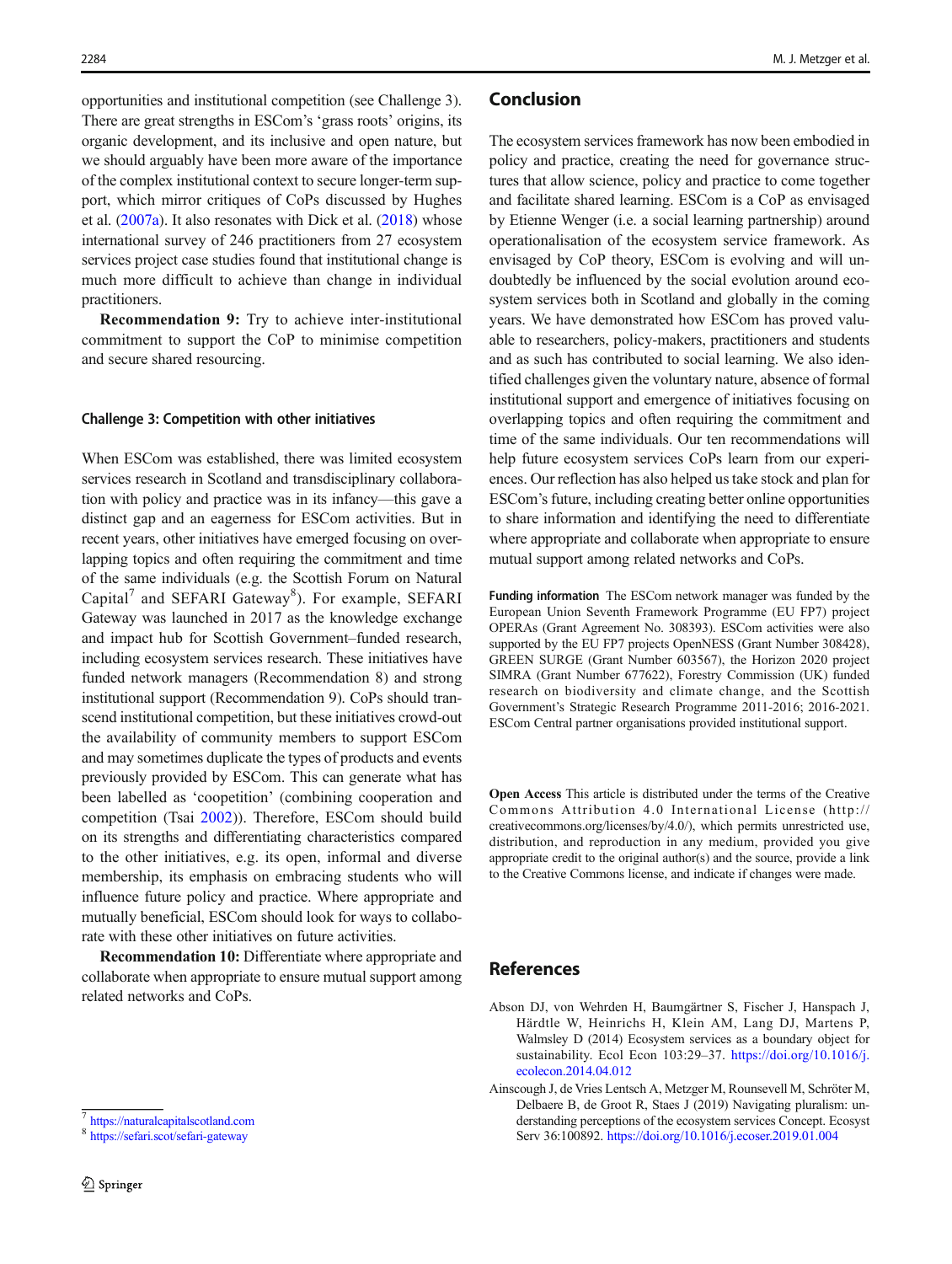opportunities and institutional competition (see Challenge 3). There are great strengths in ESCom's 'grass roots' origins, its organic development, and its inclusive and open nature, but we should arguably have been more aware of the importance of the complex institutional context to secure longer-term support, which mirror critiques of CoPs discussed by Hughes et al. (2007a). It also resonates with Dick et al. (2018) whose international survey of 246 practitioners from 27 ecosystem services project case studies found that institutional change is much more difficult to achieve than change in individual practitioners.

**Recommendation 9:** Try to achieve inter-institutional commitment to support the CoP to minimise competition and secure shared resourcing.

### Challenge 3: Competition with other initiatives

When ESCom was established, there was limited ecosystem services research in Scotland and transdisciplinary collaboration with policy and practice was in its infancy—this gave a distinct gap and an eagerness for ESCom activities. But in recent years, other initiatives have emerged focusing on overlapping topics and often requiring the commitment and time of the same individuals (e.g. the Scottish Forum on Natural Capital[7] and SEFARI Gateway[8]). For example, SEFARI Gateway was launched in 2017 as the knowledge exchange and impact hub for Scottish Government–funded research, including ecosystem services research. These initiatives have funded network managers (Recommendation 8) and strong institutional support (Recommendation 9). CoPs should transcend institutional competition, but these initiatives crowd-out the availability of community members to support ESCom and may sometimes duplicate the types of products and events previously provided by ESCom. This can generate what has been labelled as 'coopetition' (combining cooperation and competition (Tsai 2002)). Therefore, ESCom should build on its strengths and differentiating characteristics compared to the other initiatives, e.g. its open, informal and diverse membership, its emphasis on embracing students who will influence future policy and practice. Where appropriate and mutually beneficial, ESCom should look for ways to collaborate with these other initiatives on future activities.

**Recommendation 10:** Differentiate where appropriate and collaborate when appropriate to ensure mutual support among related networks and CoPs.

[7] https://naturalcapitalscotland.com

[8] https://sefari.scot/sefari-gateway

## Conclusion

The ecosystem services framework has now been embodied in policy and practice, creating the need for governance structures that allow science, policy and practice to come together and facilitate shared learning. ESCom is a CoP as envisaged by Etienne Wenger (i.e. a social learning partnership) around operationalisation of the ecosystem service framework. As envisaged by CoP theory, ESCom is evolving and will undoubtedly be influenced by the social evolution around ecosystem services both in Scotland and globally in the coming years. We have demonstrated how ESCom has proved valuable to researchers, policy-makers, practitioners and students and as such has contributed to social learning. We also identified challenges given the voluntary nature, absence of formal institutional support and emergence of initiatives focusing on overlapping topics and often requiring the commitment and time of the same individuals. Our ten recommendations will help future ecosystem services CoPs learn from our experiences. Our reflection has also helped us take stock and plan for ESCom's future, including creating better online opportunities to share information and identifying the need to differentiate where appropriate and collaborate when appropriate to ensure mutual support among related networks and CoPs.

**Funding information** The ESCom network manager was funded by the European Union Seventh Framework Programme (EU FP7) project OPERAs (Grant Agreement No. 308393). ESCom activities were also supported by the EU FP7 projects OpenNESS (Grant Number 308428), GREEN SURGE (Grant Number 603567), the Horizon 2020 project SIMRA (Grant Number 677622), Forestry Commission (UK) funded research on biodiversity and climate change, and the Scottish Government's Strategic Research Programme 2011-2016; 2016-2021. ESCom Central partner organisations provided institutional support.

**Open Access** This article is distributed under the terms of the Creative Commons Attribution 4.0 International License (http://creativecommons.org/licenses/by/4.0/), which permits unrestricted use, distribution, and reproduction in any medium, provided you give appropriate credit to the original author(s) and the source, provide a link to the Creative Commons license, and indicate if changes were made.

## References

Abson DJ, von Wehrden H, Baumgärtner S, Fischer J, Hanspach J, Härdtle W, Heinrichs H, Klein AM, Lang DJ, Martens P, Walmsley D (2014) Ecosystem services as a boundary object for sustainability. Ecol Econ 103:29–37. https://doi.org/10.1016/j.ecolecon.2014.04.012

Ainscough J, de Vries Lentsch A, Metzger M, Rounsevell M, Schröter M, Delbaere B, de Groot R, Staes J (2019) Navigating pluralism: understanding perceptions of the ecosystem services Concept. Ecosyst Serv 36:100892. https://doi.org/10.1016/j.ecoser.2019.01.004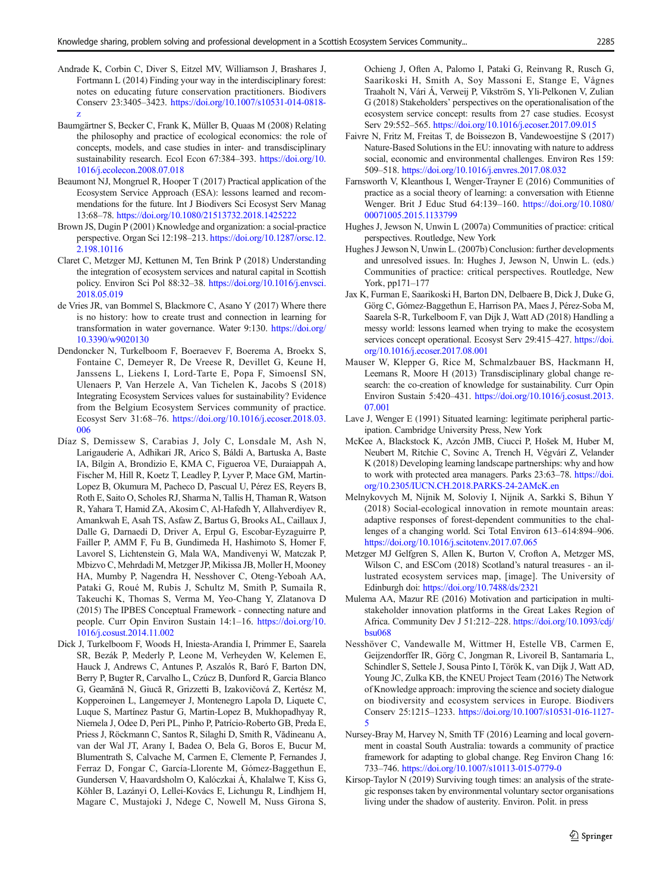Andrade K, Corbin C, Diver S, Eitzel MV, Williamson J, Brashares J, Fortmann L (2014) Finding your way in the interdisciplinary forest: notes on educating future conservation practitioners. Biodivers Conserv 23:3405–3423. https://doi.org/10.1007/s10531-014-0818-z

Baumgärtner S, Becker C, Frank K, Müller B, Quaas M (2008) Relating the philosophy and practice of ecological economics: the role of concepts, models, and case studies in inter- and transdisciplinary sustainability research. Ecol Econ 67:384–393. https://doi.org/10.1016/j.ecolecon.2008.07.018

Beaumont NJ, Mongruel R, Hooper T (2017) Practical application of the Ecosystem Service Approach (ESA): lessons learned and recommendations for the future. Int J Biodivers Sci Ecosyst Serv Manag 13:68–78. https://doi.org/10.1080/21513732.2018.1425222

Brown JS, Dugin P (2001) Knowledge and organization: a social-practice perspective. Organ Sci 12:198–213. https://doi.org/10.1287/orsc.12.2.198.10116

Claret C, Metzger MJ, Kettunen M, Ten Brink P (2018) Understanding the integration of ecosystem services and natural capital in Scottish policy. Environ Sci Pol 88:32–38. https://doi.org/10.1016/j.envsci.2018.05.019

de Vries JR, van Bommel S, Blackmore C, Asano Y (2017) Where there is no history: how to create trust and connection in learning for transformation in water governance. Water 9:130. https://doi.org/10.3390/w9020130

Dendoncker N, Turkelboom F, Boeraevev F, Boerema A, Broekx S, Fontaine C, Demeyer R, De Vreese R, Devillet G, Keune H, Janssens L, Liekens I, Lord-Tarte E, Popa F, SimoensI SN, Ulenaers P, Van Herzele A, Van Tichelen K, Jacobs S (2018) Integrating Ecosystem Services values for sustainability? Evidence from the Belgium Ecosystem Services community of practice. Ecosyst Serv 31:68–76. https://doi.org/10.1016/j.ecoser.2018.03.006

Díaz S, Demissew S, Carabias J, Joly C, Lonsdale M, Ash N, Larigauderie A, Adhikari JR, Arico S, Báldi A, Bartuska A, Baste IA, Bilgin A, Brondizio E, KMA C, Figueroa VE, Duraiappah A, Fischer M, Hill R, Koetz T, Leadley P, Lyver P, Mace GM, Martin-Lopez B, Okumura M, Pacheco D, Pascual U, Pérez ES, Reyers B, Roth E, Saito O, Scholes RJ, Sharma N, Tallis H, Thaman R, Watson R, Yahara T, Hamid ZA, Akosim C, Al-Hafedh Y, Allahverdiyev R, Amankwah E, Asah TS, Asfaw Z, Bartus G, Brooks AL, Caillaux J, Dalle G, Darnaedi D, Driver A, Erpul G, Escobar-Eyzaguirre P, Failler P, AMM F, Fu B, Gundimeda H, Hashimoto S, Homer F, Lavorel S, Lichtenstein G, Mala WA, Mandivenyi W, Matczak P, Mbizvo C, Mehrdadi M, Metzger JP, Mikissa JB, Moller H, Mooney HA, Mumby P, Nagendra H, Nesshover C, Oteng-Yeboah AA, Pataki G, Roué M, Rubis J, Schultz M, Smith P, Sumaila R, Takeuchi K, Thomas S, Verma M, Yeo-Chang Y, Zlatanova D (2015) The IPBES Conceptual Framework - connecting nature and people. Curr Opin Environ Sustain 14:1–16. https://doi.org/10.1016/j.cosust.2014.11.002

Dick J, Turkelboom F, Woods H, Iniesta-Arandia I, Primmer E, Saarela SR, Bezák P, Mederly P, Leone M, Verheyden W, Kelemen E, Hauck J, Andrews C, Antunes P, Aszalós R, Baró F, Barton DN, Berry P, Bugter R, Carvalho L, Czúcz B, Dunford R, Garcia Blanco G, Geamănă N, Giucă R, Grizzetti B, Izakovičová Z, Kertész M, Kopperoinen L, Langemeyer J, Montenegro Lapola D, Liquete C, Luque S, Martínez Pastur G, Martin-Lopez B, Mukhopadhyay R, Niemela J, Odee D, Peri PL, Pinho P, Patrício-Roberto GB, Preda E, Priess J, Röckmann C, Santos R, Silaghi D, Smith R, Vădineanu A, van der Wal JT, Arany I, Badea O, Bela G, Boros E, Bucur M, Blumentrath S, Calvache M, Carmen E, Clemente P, Fernandes J, Ferraz D, Fongar C, García-Llorente M, Gómez-Baggethun E, Gundersen V, Haavardsholm O, Kalóczkai Á, Khalalwe T, Kiss G, Köhler B, Lazányi O, Lellei-Kovács E, Lichungu R, Lindhjem H, Magare C, Mustajoki J, Ndege C, Nowell M, Nuss Girona S, Ochieng J, Often A, Palomo I, Pataki G, Reinvang R, Rusch G, Saarikoski H, Smith A, Soy Massoni E, Stange E, Vågnes Traaholt N, Vári Á, Verweij P, Vikström S, Yli-Pelkonen V, Zulian G (2018) Stakeholders' perspectives on the operationalisation of the ecosystem service concept: results from 27 case studies. Ecosyst Serv 29:552–565. https://doi.org/10.1016/j.ecoser.2017.09.015

Faivre N, Fritz M, Freitas T, de Boissezon B, Vandewoestijne S (2017) Nature-Based Solutions in the EU: innovating with nature to address social, economic and environmental challenges. Environ Res 159: 509–518. https://doi.org/10.1016/j.envres.2017.08.032

Farnsworth V, Kleanthous I, Wenger-Trayner E (2016) Communities of practice as a social theory of learning: a conversation with Etienne Wenger. Brit J Educ Stud 64:139–160. https://doi.org/10.1080/00071005.2015.1133799

Hughes J, Jewson N, Unwin L (2007a) Communities of practice: critical perspectives. Routledge, New York

Hughes J Jewson N, Unwin L. (2007b) Conclusion: further developments and unresolved issues. In: Hughes J, Jewson N, Unwin L. (eds.) Communities of practice: critical perspectives. Routledge, New York, pp171–177

Jax K, Furman E, Saarikoski H, Barton DN, Delbaere B, Dick J, Duke G, Görg C, Gómez-Baggethun E, Harrison PA, Maes J, Pérez-Soba M, Saarela S-R, Turkelboom F, van Dijk J, Watt AD (2018) Handling a messy world: lessons learned when trying to make the ecosystem services concept operational. Ecosyst Serv 29:415–427. https://doi.org/10.1016/j.ecoser.2017.08.001

Mauser W, Klepper G, Rice M, Schmalzbauer BS, Hackmann H, Leemans R, Moore H (2013) Transdisciplinary global change research: the co-creation of knowledge for sustainability. Curr Opin Environ Sustain 5:420–431. https://doi.org/10.1016/j.cosust.2013.07.001

Lave J, Wenger E (1991) Situated learning: legitimate peripheral participation. Cambridge University Press, New York

McKee A, Blackstock K, Azcón JMB, Ciucci P, Hošek M, Huber M, Neubert M, Ritchie C, Sovinc A, Trench H, Végvári Z, Velander K (2018) Developing learning landscape partnerships: why and how to work with protected area managers. Parks 23:63–78. https://doi.org/10.2305/IUCN.CH.2018.PARKS-24-2AMcK.en

Melnykovych M, Nijnik M, Soloviy I, Nijnik A, Sarkki S, Bihun Y (2018) Social-ecological innovation in remote mountain areas: adaptive responses of forest-dependent communities to the challenges of a changing world. Sci Total Environ 613–614:894–906. https://doi.org/10.1016/j.scitotenv.2017.07.065

Metzger MJ Gelfgren S, Allen K, Burton V, Crofton A, Metzger MS, Wilson C, and ESCom (2018) Scotland's natural treasures - an illustrated ecosystem services map, [image]. The University of Edinburgh doi: https://doi.org/10.7488/ds/2321

Mulema AA, Mazur RE (2016) Motivation and participation in multi-stakeholder innovation platforms in the Great Lakes Region of Africa. Community Dev J 51:212–228. https://doi.org/10.1093/cdj/bsu068

Nesshöver C, Vandewalle M, Wittmer H, Estelle VB, Carmen E, Geijzendorffer IR, Görg C, Jongman R, Livoreil B, Santamaria L, Schindler S, Settele J, Sousa Pinto I, Török K, van Dijk J, Watt AD, Young JC, Zulka KB, the KNEU Project Team (2016) The Network of Knowledge approach: improving the science and society dialogue on biodiversity and ecosystem services in Europe. Biodivers Conserv 25:1215–1233. https://doi.org/10.1007/s10531-016-1127-5

Nursey-Bray M, Harvey N, Smith TF (2016) Learning and local government in coastal South Australia: towards a community of practice framework for adapting to global change. Reg Environ Chang 16: 733–746. https://doi.org/10.1007/s10113-015-0779-0

Kirsop-Taylor N (2019) Surviving tough times: an analysis of the strategic responses taken by environmental voluntary sector organisations living under the shadow of austerity. Environ. Polit. in press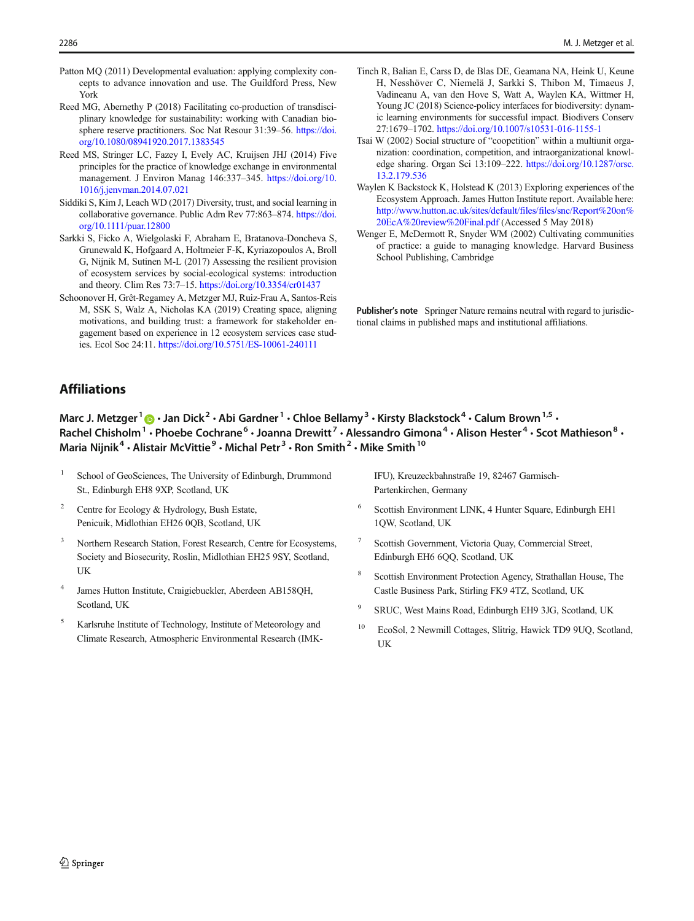Patton MQ (2011) Developmental evaluation: applying complexity concepts to advance innovation and use. The Guildford Press, New York

Reed MG, Abernethy P (2018) Facilitating co-production of transdisciplinary knowledge for sustainability: working with Canadian biosphere reserve practitioners. Soc Nat Resour 31:39–56. https://doi.org/10.1080/08941920.2017.1383545

Reed MS, Stringer LC, Fazey I, Evely AC, Kruijsen JHJ (2014) Five principles for the practice of knowledge exchange in environmental management. J Environ Manag 146:337–345. https://doi.org/10.1016/j.jenvman.2014.07.021

Siddiki S, Kim J, Leach WD (2017) Diversity, trust, and social learning in collaborative governance. Public Adm Rev 77:863–874. https://doi.org/10.1111/puar.12800

Sarkki S, Ficko A, Wielgolaski F, Abraham E, Bratanova-Doncheva S, Grunewald K, Hofgaard A, Holtmeier F-K, Kyriazopoulos A, Broll G, Nijnik M, Sutinen M-L (2017) Assessing the resilient provision of ecosystem services by social-ecological systems: introduction and theory. Clim Res 73:7–15. https://doi.org/10.3354/cr01437

Schoonover H, Grêt-Regamey A, Metzger MJ, Ruiz-Frau A, Santos-Reis M, SSK S, Walz A, Nicholas KA (2019) Creating space, aligning motivations, and building trust: a framework for stakeholder engagement based on experience in 12 ecosystem services case studies. Ecol Soc 24:11. https://doi.org/10.5751/ES-10061-240111

Tinch R, Balian E, Carss D, de Blas DE, Geamana NA, Heink U, Keune H, Nesshöver C, Niemelä J, Sarkki S, Thibon M, Timaeus J, Vadineanu A, van den Hove S, Watt A, Waylen KA, Wittmer H, Young JC (2018) Science-policy interfaces for biodiversity: dynamic learning environments for successful impact. Biodivers Conserv 27:1679–1702. https://doi.org/10.1007/s10531-016-1155-1

Tsai W (2002) Social structure of "coopetition" within a multiunit organization: coordination, competition, and intraorganizational knowledge sharing. Organ Sci 13:109–222. https://doi.org/10.1287/orsc.13.2.179.536

Waylen K Backstock K, Holstead K (2013) Exploring experiences of the Ecosystem Approach. James Hutton Institute report. Available here: http://www.hutton.ac.uk/sites/default/files/files/snc/Report%20on%20EcA%20review%20Final.pdf (Accessed 5 May 2018)

Wenger E, McDermott R, Snyder WM (2002) Cultivating communities of practice: a guide to managing knowledge. Harvard Business School Publishing, Cambridge

**Publisher's note** Springer Nature remains neutral with regard to jurisdictional claims in published maps and institutional affiliations.

## Affiliations

**Marc J. Metzger[1] · Jan Dick[2] · Abi Gardner[1] · Chloe Bellamy[3] · Kirsty Blackstock[4] · Calum Brown[1,5] · Rachel Chisholm[1] · Phoebe Cochrane[6] · Joanna Drewitt[7] · Alessandro Gimona[4] · Alison Hester[4] · Scot Mathieson[8] · Maria Nijnik[4] · Alistair McVittie[9] · Michal Petr[3] · Ron Smith[2] · Mike Smith[10]**

1. School of GeoSciences, The University of Edinburgh, Drummond St., Edinburgh EH8 9XP, Scotland, UK
2. Centre for Ecology & Hydrology, Bush Estate, Penicuik, Midlothian EH26 0QB, Scotland, UK
3. Northern Research Station, Forest Research, Centre for Ecosystems, Society and Biosecurity, Roslin, Midlothian EH25 9SY, Scotland, UK
4. James Hutton Institute, Craigiebuckler, Aberdeen AB158QH, Scotland, UK
5. Karlsruhe Institute of Technology, Institute of Meteorology and Climate Research, Atmospheric Environmental Research (IMK-IFU), Kreuzeckbahnstraße 19, 82467 Garmisch-Partenkirchen, Germany
6. Scottish Environment LINK, 4 Hunter Square, Edinburgh EH1 1QW, Scotland, UK
7. Scottish Government, Victoria Quay, Commercial Street, Edinburgh EH6 6QQ, Scotland, UK
8. Scottish Environment Protection Agency, Strathallan House, The Castle Business Park, Stirling FK9 4TZ, Scotland, UK
9. SRUC, West Mains Road, Edinburgh EH9 3JG, Scotland, UK
10. EcoSol, 2 Newmill Cottages, Slitrig, Hawick TD9 9UQ, Scotland, UK